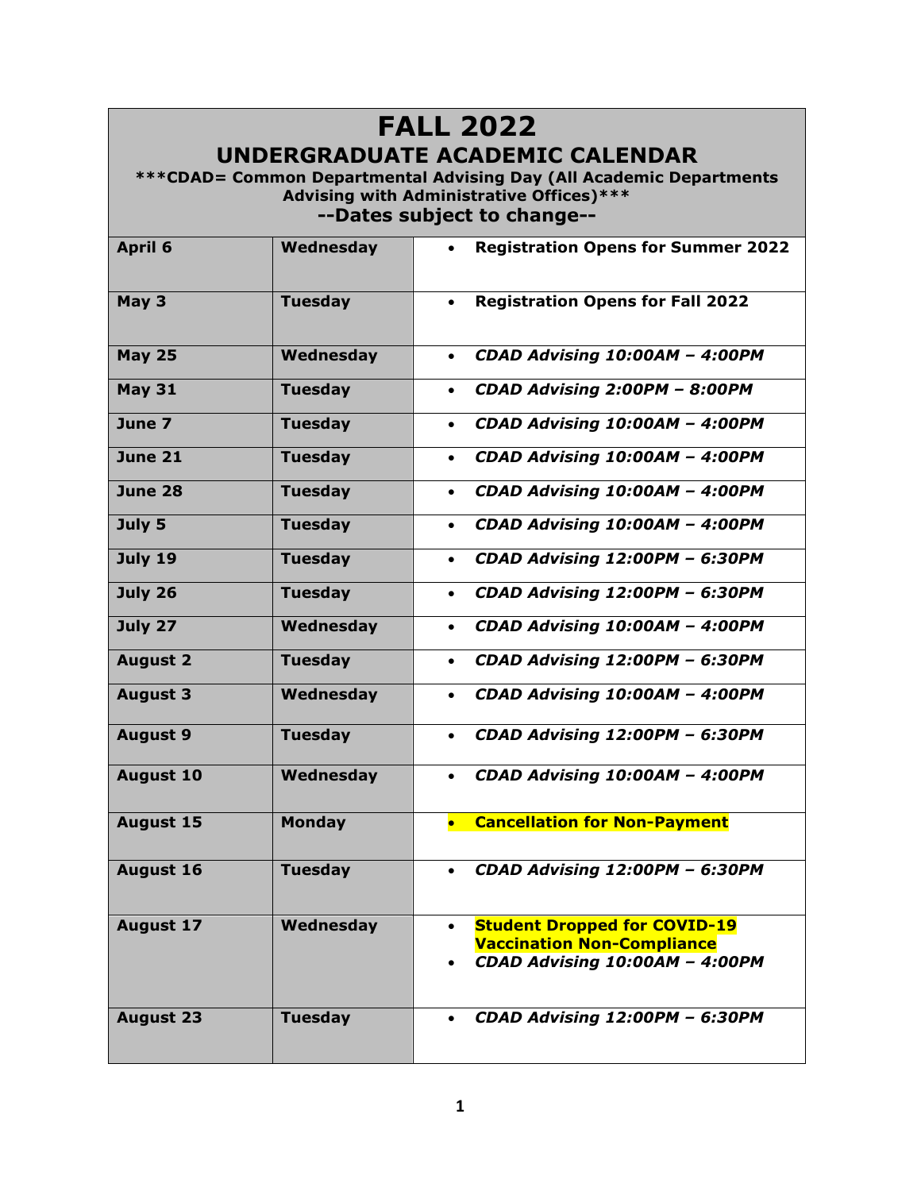# FALL 2022

## UNDERGRADUATE ACADEMIC CALENDAR

**\*\*\*CDAD= Common Departmental Advising Day (All Academic Departments Advising with Administrative Offices)\*\*\***

**--Dates subject to change--**

| | | |
|---|---|---|
| **April 6** | **Wednesday** | • **Registration Opens for Summer 2022** |
| **May 3** | **Tuesday** | • **Registration Opens for Fall 2022** |
| **May 25** | **Wednesday** | • ***CDAD Advising 10:00AM – 4:00PM*** |
| **May 31** | **Tuesday** | • ***CDAD Advising 2:00PM – 8:00PM*** |
| **June 7** | **Tuesday** | • ***CDAD Advising 10:00AM – 4:00PM*** |
| **June 21** | **Tuesday** | • ***CDAD Advising 10:00AM – 4:00PM*** |
| **June 28** | **Tuesday** | • ***CDAD Advising 10:00AM – 4:00PM*** |
| **July 5** | **Tuesday** | • ***CDAD Advising 10:00AM – 4:00PM*** |
| **July 19** | **Tuesday** | • ***CDAD Advising 12:00PM – 6:30PM*** |
| **July 26** | **Tuesday** | • ***CDAD Advising 12:00PM – 6:30PM*** |
| **July 27** | **Wednesday** | • ***CDAD Advising 10:00AM – 4:00PM*** |
| **August 2** | **Tuesday** | • ***CDAD Advising 12:00PM – 6:30PM*** |
| **August 3** | **Wednesday** | • ***CDAD Advising 10:00AM – 4:00PM*** |
| **August 9** | **Tuesday** | • ***CDAD Advising 12:00PM – 6:30PM*** |
| **August 10** | **Wednesday** | • ***CDAD Advising 10:00AM – 4:00PM*** |
| **August 15** | **Monday** | • **Cancellation for Non-Payment** |
| **August 16** | **Tuesday** | • ***CDAD Advising 12:00PM – 6:30PM*** |
| **August 17** | **Wednesday** | • **Student Dropped for COVID-19 Vaccination Non-Compliance**<br>• ***CDAD Advising 10:00AM – 4:00PM*** |
| **August 23** | **Tuesday** | • ***CDAD Advising 12:00PM – 6:30PM*** |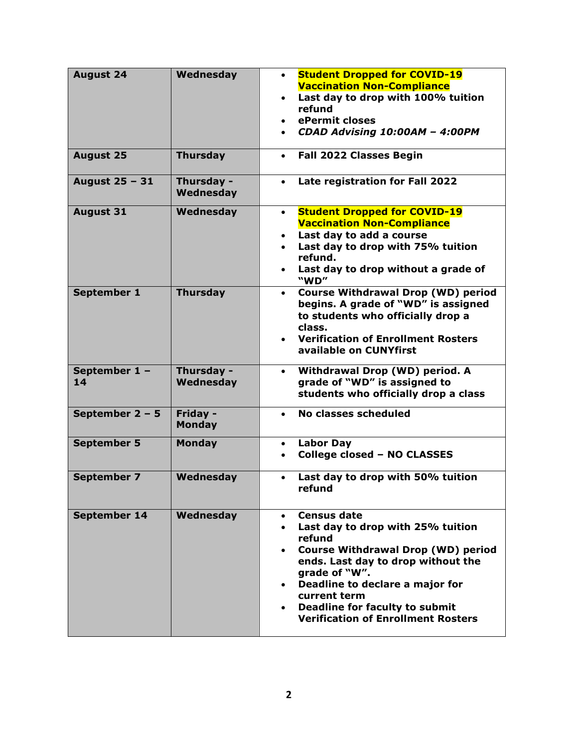| | | |
|---|---|---|
| **August 24** | **Wednesday** | • **Student Dropped for COVID-19 Vaccination Non-Compliance**<br>• **Last day to drop with 100% tuition refund**<br>• **ePermit closes**<br>• ***CDAD Advising 10:00AM – 4:00PM*** |
| **August 25** | **Thursday** | • **Fall 2022 Classes Begin** |
| **August 25 – 31** | **Thursday - Wednesday** | • **Late registration for Fall 2022** |
| **August 31** | **Wednesday** | • **Student Dropped for COVID-19 Vaccination Non-Compliance**<br>• **Last day to add a course**<br>• **Last day to drop with 75% tuition refund.**<br>• **Last day to drop without a grade of "WD"** |
| **September 1** | **Thursday** | • **Course Withdrawal Drop (WD) period begins. A grade of "WD" is assigned to students who officially drop a class.**<br>• **Verification of Enrollment Rosters available on CUNYfirst** |
| **September 1 – 14** | **Thursday - Wednesday** | • **Withdrawal Drop (WD) period. A grade of "WD" is assigned to students who officially drop a class** |
| **September 2 – 5** | **Friday - Monday** | • **No classes scheduled** |
| **September 5** | **Monday** | • **Labor Day**<br>• **College closed – NO CLASSES** |
| **September 7** | **Wednesday** | • **Last day to drop with 50% tuition refund** |
| **September 14** | **Wednesday** | • **Census date**<br>• **Last day to drop with 25% tuition refund**<br>• **Course Withdrawal Drop (WD) period ends. Last day to drop without the grade of "W".**<br>• **Deadline to declare a major for current term**<br>• **Deadline for faculty to submit Verification of Enrollment Rosters** |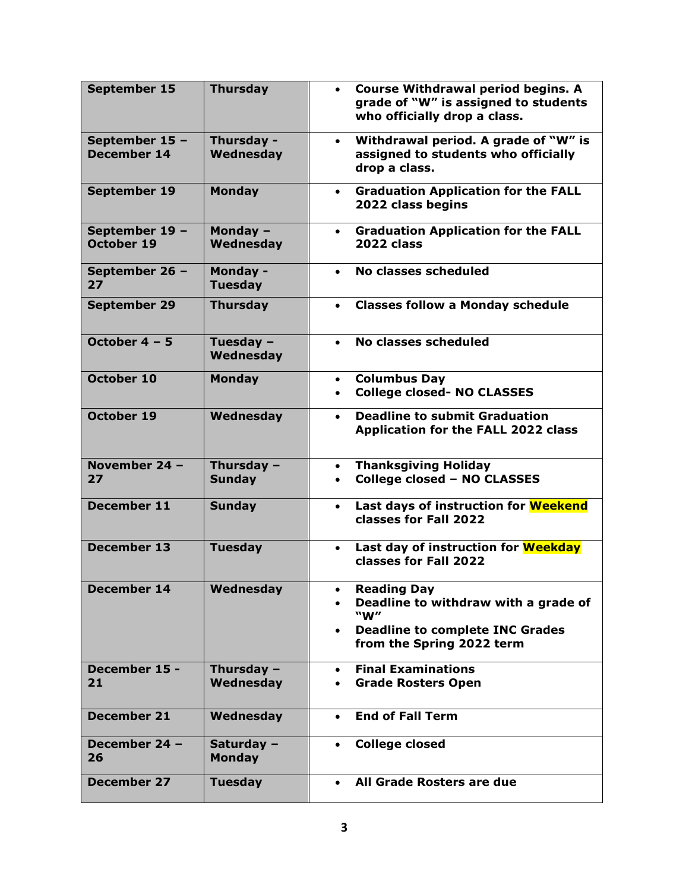| | | |
|---|---|---|
| **September 15** | **Thursday** | • **Course Withdrawal period begins. A grade of "W" is assigned to students who officially drop a class.** |
| **September 15 – December 14** | **Thursday - Wednesday** | • **Withdrawal period. A grade of "W" is assigned to students who officially drop a class.** |
| **September 19** | **Monday** | • **Graduation Application for the FALL 2022 class begins** |
| **September 19 – October 19** | **Monday – Wednesday** | • **Graduation Application for the FALL 2022 class** |
| **September 26 – 27** | **Monday - Tuesday** | • **No classes scheduled** |
| **September 29** | **Thursday** | • **Classes follow a Monday schedule** |
| **October 4 – 5** | **Tuesday – Wednesday** | • **No classes scheduled** |
| **October 10** | **Monday** | • **Columbus Day**<br>• **College closed- NO CLASSES** |
| **October 19** | **Wednesday** | • **Deadline to submit Graduation Application for the FALL 2022 class** |
| **November 24 – 27** | **Thursday – Sunday** | • **Thanksgiving Holiday**<br>• **College closed – NO CLASSES** |
| **December 11** | **Sunday** | • **Last days of instruction for Weekend classes for Fall 2022** |
| **December 13** | **Tuesday** | • **Last day of instruction for Weekday classes for Fall 2022** |
| **December 14** | **Wednesday** | • **Reading Day**<br>• **Deadline to withdraw with a grade of "W"**<br>• **Deadline to complete INC Grades from the Spring 2022 term** |
| **December 15 - 21** | **Thursday – Wednesday** | • **Final Examinations**<br>• **Grade Rosters Open** |
| **December 21** | **Wednesday** | • **End of Fall Term** |
| **December 24 – 26** | **Saturday – Monday** | • **College closed** |
| **December 27** | **Tuesday** | • **All Grade Rosters are due** |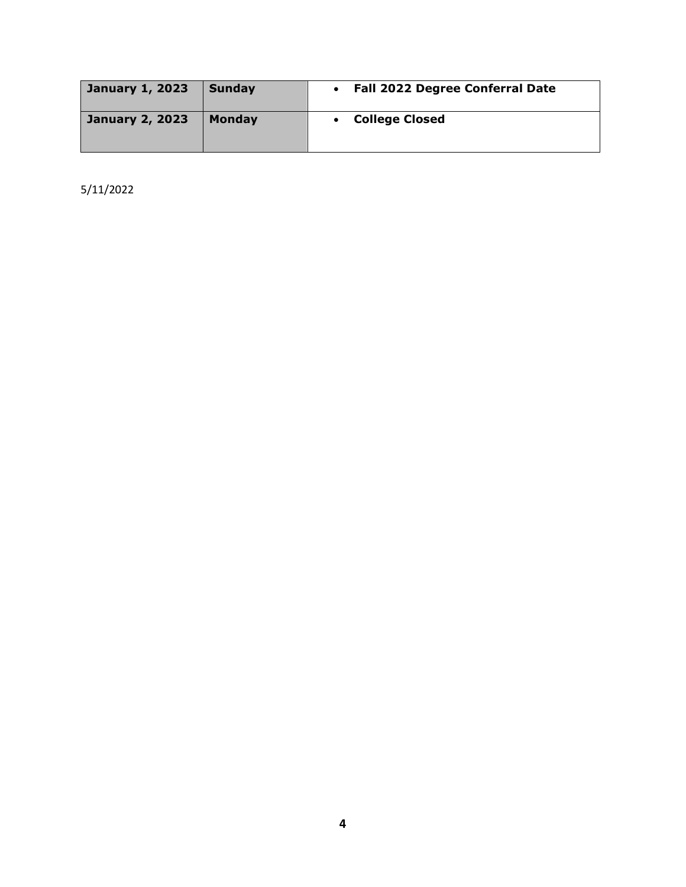| | | |
|---|---|---|
| **January 1, 2023** | **Sunday** | • **Fall 2022 Degree Conferral Date** |
| **January 2, 2023** | **Monday** | • **College Closed** |

5/11/2022